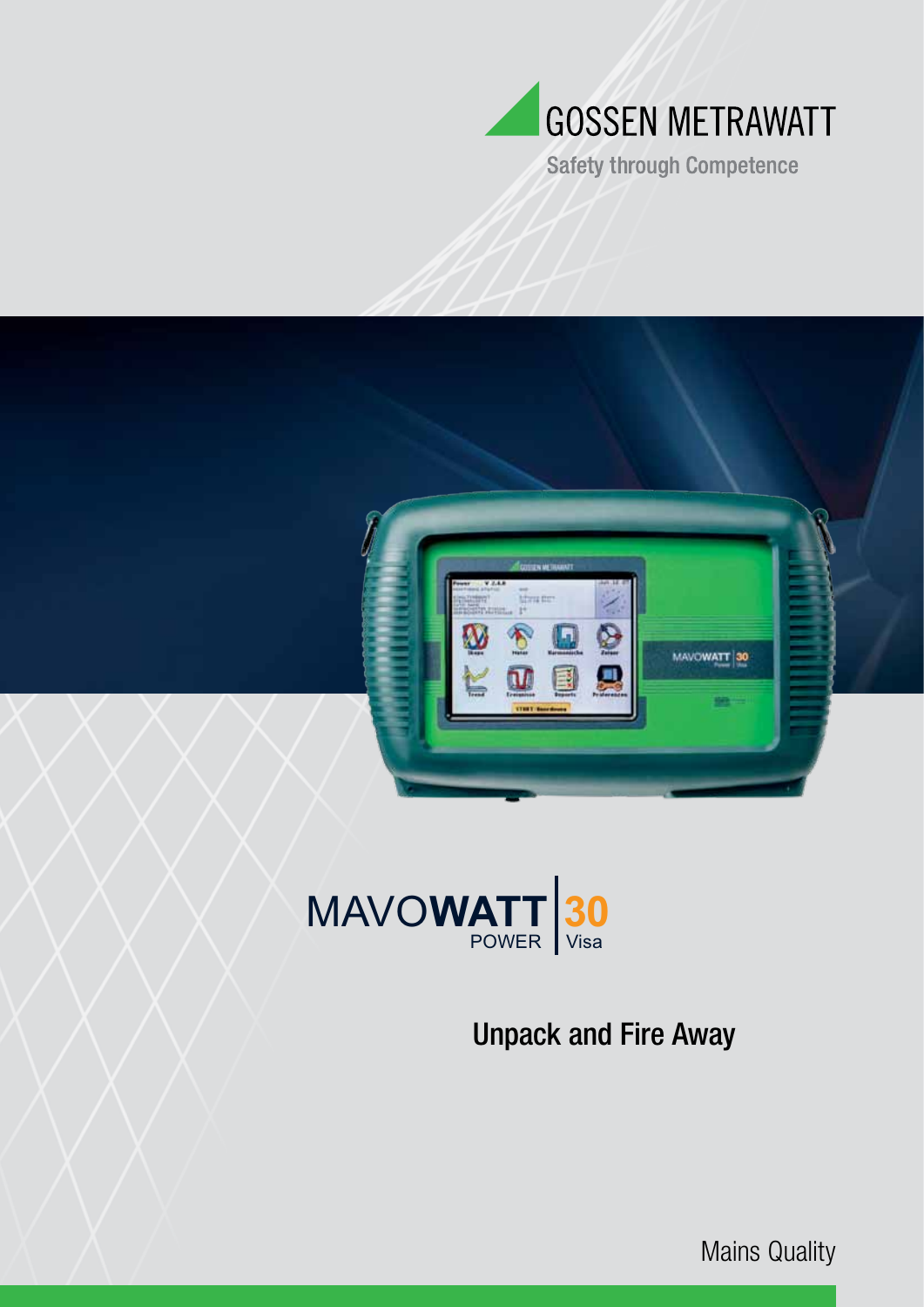GOSSEN METRAWATT

Safety through Competence

# MAVOWATT 30

POWER | Visa

## Unpack and Fire Away

Mains Quality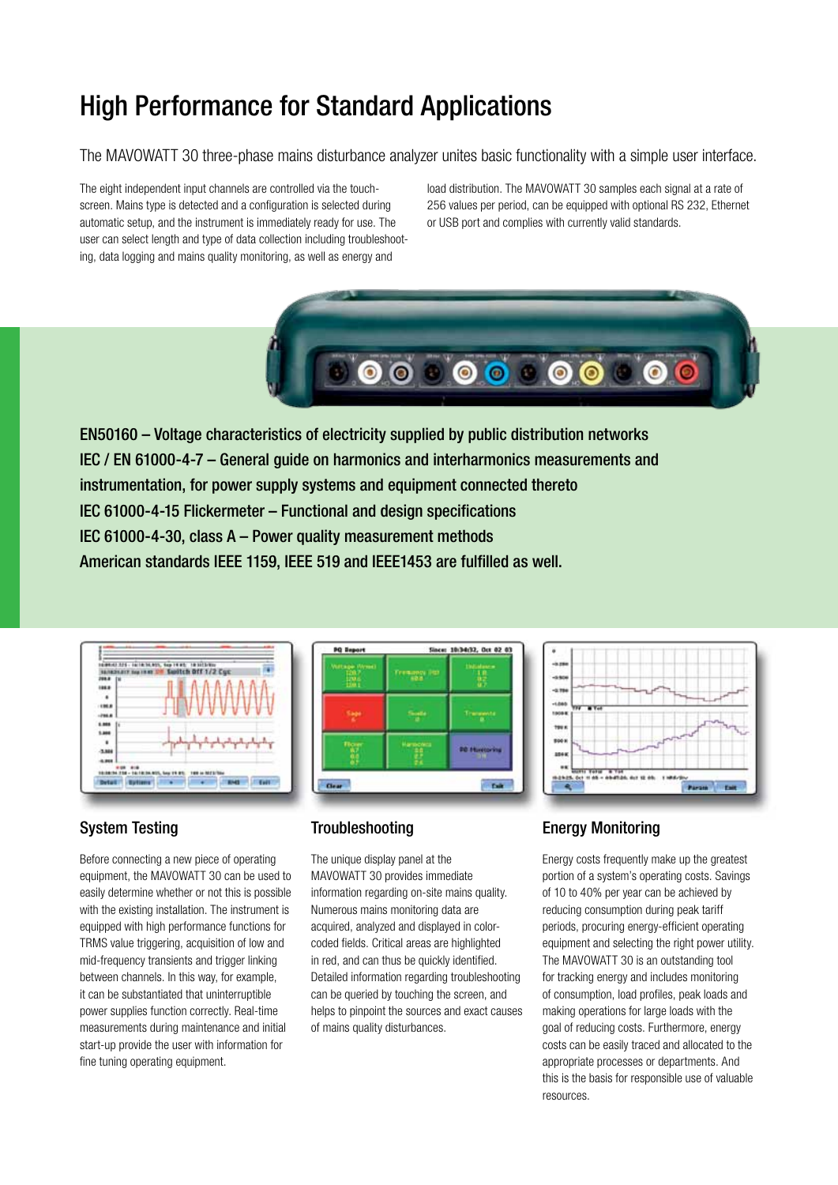# High Performance for Standard Applications

The MAVOWATT 30 three-phase mains disturbance analyzer unites basic functionality with a simple user interface.

The eight independent input channels are controlled via the touch-screen. Mains type is detected and a configuration is selected during automatic setup, and the instrument is immediately ready for use. The user can select length and type of data collection including troubleshooting, data logging and mains quality monitoring, as well as energy and load distribution. The MAVOWATT 30 samples each signal at a rate of 256 values per period, can be equipped with optional RS 232, Ethernet or USB port and complies with currently valid standards.

**EN50160 – Voltage characteristics of electricity supplied by public distribution networks**
**IEC / EN 61000-4-7 – General guide on harmonics and interharmonics measurements and instrumentation, for power supply systems and equipment connected thereto**
**IEC 61000-4-15 Flickermeter – Functional and design specifications**
**IEC 61000-4-30, class A – Power quality measurement methods**
**American standards IEEE 1159, IEEE 519 and IEEE1453 are fulfilled as well.**

## System Testing

Before connecting a new piece of operating equipment, the MAVOWATT 30 can be used to easily determine whether or not this is possible with the existing installation. The instrument is equipped with high performance functions for TRMS value triggering, acquisition of low and mid-frequency transients and trigger linking between channels. In this way, for example, it can be substantiated that uninterruptible power supplies function correctly. Real-time measurements during maintenance and initial start-up provide the user with information for fine tuning operating equipment.

## Troubleshooting

The unique display panel at the MAVOWATT 30 provides immediate information regarding on-site mains quality. Numerous mains monitoring data are acquired, analyzed and displayed in color-coded fields. Critical areas are highlighted in red, and can thus be quickly identified. Detailed information regarding troubleshooting can be queried by touching the screen, and helps to pinpoint the sources and exact causes of mains quality disturbances.

## Energy Monitoring

Energy costs frequently make up the greatest portion of a system's operating costs. Savings of 10 to 40% per year can be achieved by reducing consumption during peak tariff periods, procuring energy-efficient operating equipment and selecting the right power utility. The MAVOWATT 30 is an outstanding tool for tracking energy and includes monitoring of consumption, load profiles, peak loads and making operations for large loads with the goal of reducing costs. Furthermore, energy costs can be easily traced and allocated to the appropriate processes or departments. And this is the basis for responsible use of valuable resources.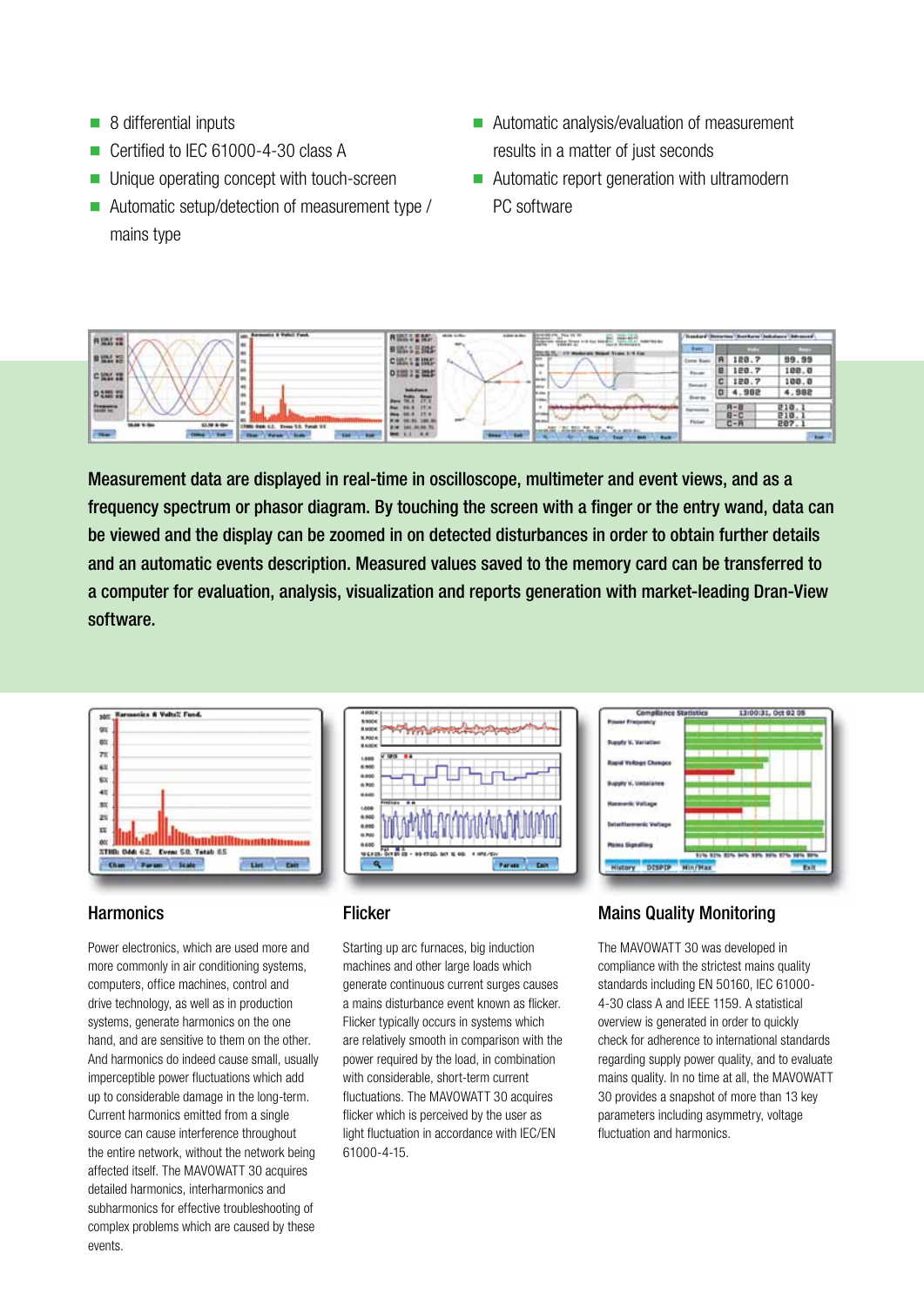- 8 differential inputs
- Certified to IEC 61000-4-30 class A
- Unique operating concept with touch-screen
- Automatic setup/detection of measurement type / mains type
- Automatic analysis/evaluation of measurement results in a matter of just seconds
- Automatic report generation with ultramodern PC software

**Measurement data are displayed in real-time in oscilloscope, multimeter and event views, and as a frequency spectrum or phasor diagram. By touching the screen with a finger or the entry wand, data can be viewed and the display can be zoomed in on detected disturbances in order to obtain further details and an automatic events description. Measured values saved to the memory card can be transferred to a computer for evaluation, analysis, visualization and reports generation with market-leading Dran-View software.**

## Harmonics

Power electronics, which are used more and more commonly in air conditioning systems, computers, office machines, control and drive technology, as well as in production systems, generate harmonics on the one hand, and are sensitive to them on the other. And harmonics do indeed cause small, usually imperceptible power fluctuations which add up to considerable damage in the long-term. Current harmonics emitted from a single source can cause interference throughout the entire network, without the network being affected itself. The MAVOWATT 30 acquires detailed harmonics, interharmonics and subharmonics for effective troubleshooting of complex problems which are caused by these events.

## Flicker

Starting up arc furnaces, big induction machines and other large loads which generate continuous current surges causes a mains disturbance event known as flicker. Flicker typically occurs in systems which are relatively smooth in comparison with the power required by the load, in combination with considerable, short-term current fluctuations. The MAVOWATT 30 acquires flicker which is perceived by the user as light fluctuation in accordance with IEC/EN 61000-4-15.

## Mains Quality Monitoring

The MAVOWATT 30 was developed in compliance with the strictest mains quality standards including EN 50160, IEC 61000-4-30 class A and IEEE 1159. A statistical overview is generated in order to quickly check for adherence to international standards regarding supply power quality, and to evaluate mains quality. In no time at all, the MAVOWATT 30 provides a snapshot of more than 13 key parameters including asymmetry, voltage fluctuation and harmonics.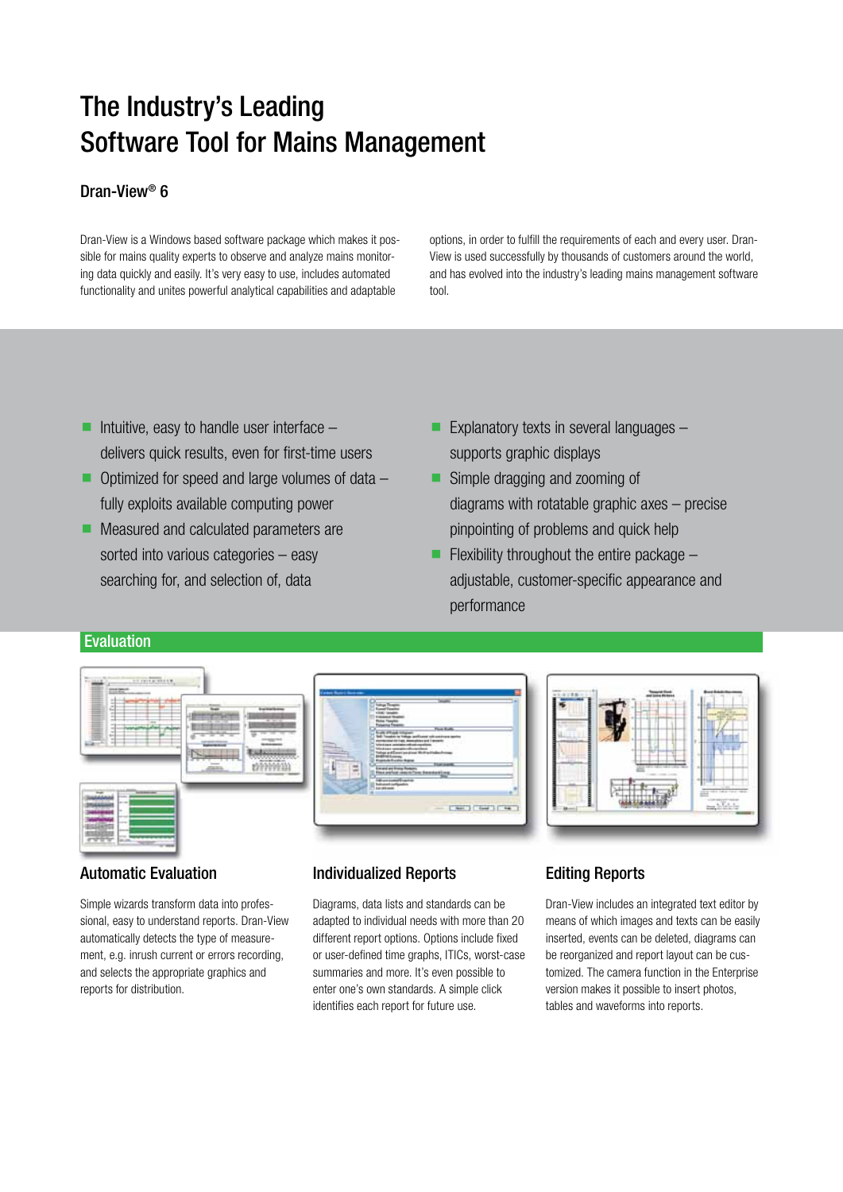# The Industry's Leading Software Tool for Mains Management

## Dran-View® 6

Dran-View is a Windows based software package which makes it possible for mains quality experts to observe and analyze mains monitoring data quickly and easily. It's very easy to use, includes automated functionality and unites powerful analytical capabilities and adaptable options, in order to fulfill the requirements of each and every user. Dran-View is used successfully by thousands of customers around the world, and has evolved into the industry's leading mains management software tool.

- Intuitive, easy to handle user interface – delivers quick results, even for first-time users
- Optimized for speed and large volumes of data – fully exploits available computing power
- Measured and calculated parameters are sorted into various categories – easy searching for, and selection of, data
- Explanatory texts in several languages – supports graphic displays
- Simple dragging and zooming of diagrams with rotatable graphic axes – precise pinpointing of problems and quick help
- Flexibility throughout the entire package – adjustable, customer-specific appearance and performance

## Evaluation

### Automatic Evaluation

Simple wizards transform data into professional, easy to understand reports. Dran-View automatically detects the type of measurement, e.g. inrush current or errors recording, and selects the appropriate graphics and reports for distribution.

### Individualized Reports

Diagrams, data lists and standards can be adapted to individual needs with more than 20 different report options. Options include fixed or user-defined time graphs, ITICs, worst-case summaries and more. It's even possible to enter one's own standards. A simple click identifies each report for future use.

### Editing Reports

Dran-View includes an integrated text editor by means of which images and texts can be easily inserted, events can be deleted, diagrams can be reorganized and report layout can be customized. The camera function in the Enterprise version makes it possible to insert photos, tables and waveforms into reports.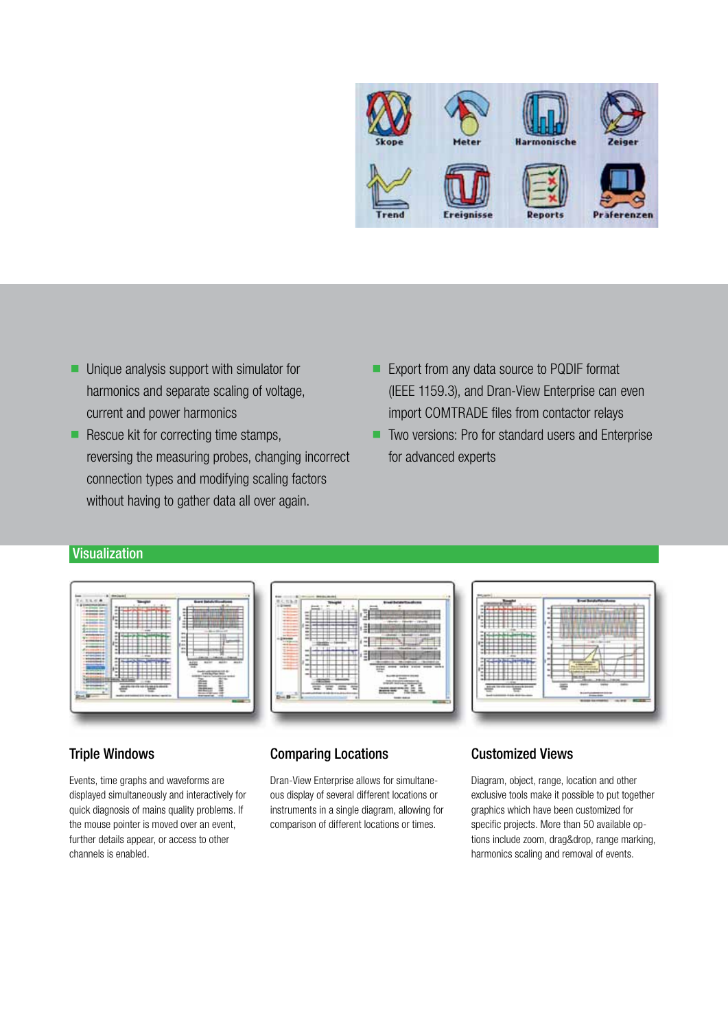- Unique analysis support with simulator for harmonics and separate scaling of voltage, current and power harmonics
- Rescue kit for correcting time stamps, reversing the measuring probes, changing incorrect connection types and modifying scaling factors without having to gather data all over again.
- Export from any data source to PQDIF format (IEEE 1159.3), and Dran-View Enterprise can even import COMTRADE files from contactor relays
- Two versions: Pro for standard users and Enterprise for advanced experts

## Visualization

### Triple Windows

Events, time graphs and waveforms are displayed simultaneously and interactively for quick diagnosis of mains quality problems. If the mouse pointer is moved over an event, further details appear, or access to other channels is enabled.

### Comparing Locations

Dran-View Enterprise allows for simultaneous display of several different locations or instruments in a single diagram, allowing for comparison of different locations or times.

### Customized Views

Diagram, object, range, location and other exclusive tools make it possible to put together graphics which have been customized for specific projects. More than 50 available options include zoom, drag&drop, range marking, harmonics scaling and removal of events.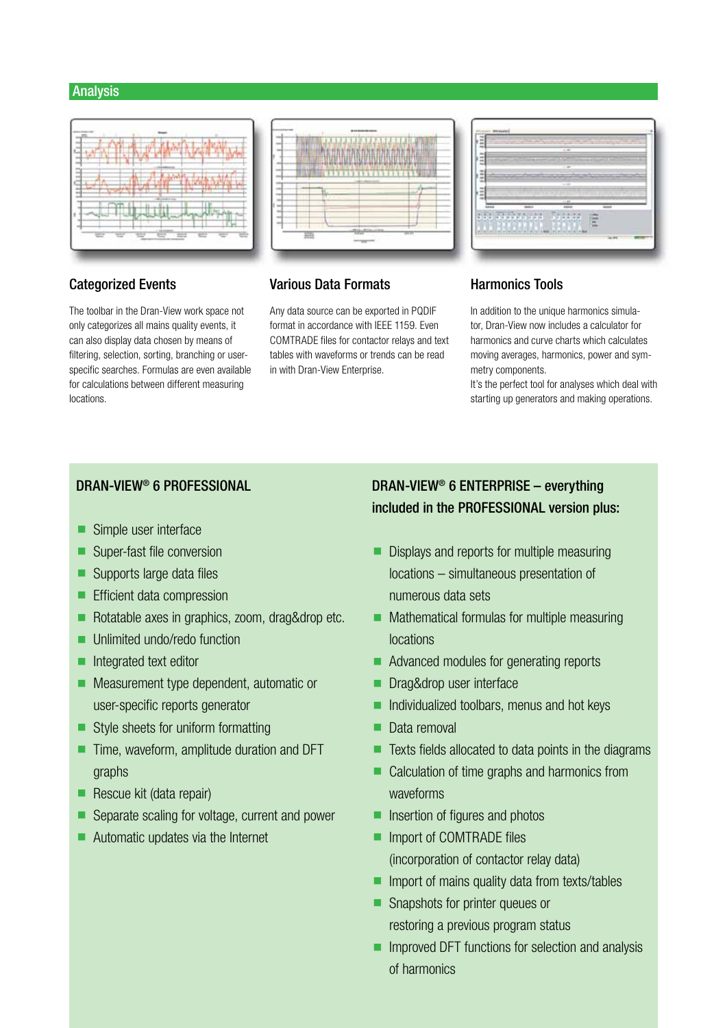## Analysis

### Categorized Events

The toolbar in the Dran-View work space not only categorizes all mains quality events, it can also display data chosen by means of filtering, selection, sorting, branching or user-specific searches. Formulas are even available for calculations between different measuring locations.

### Various Data Formats

Any data source can be exported in PQDIF format in accordance with IEEE 1159. Even COMTRADE files for contactor relays and text tables with waveforms or trends can be read in with Dran-View Enterprise.

### Harmonics Tools

In addition to the unique harmonics simulator, Dran-View now includes a calculator for harmonics and curve charts which calculates moving averages, harmonics, power and symmetry components.
It's the perfect tool for analyses which deal with starting up generators and making operations.

### DRAN-VIEW® 6 PROFESSIONAL

- Simple user interface
- Super-fast file conversion
- Supports large data files
- Efficient data compression
- Rotatable axes in graphics, zoom, drag&drop etc.
- Unlimited undo/redo function
- Integrated text editor
- Measurement type dependent, automatic or user-specific reports generator
- Style sheets for uniform formatting
- Time, waveform, amplitude duration and DFT graphs
- Rescue kit (data repair)
- Separate scaling for voltage, current and power
- Automatic updates via the Internet

### DRAN-VIEW® 6 ENTERPRISE – everything included in the PROFESSIONAL version plus:

- Displays and reports for multiple measuring locations – simultaneous presentation of numerous data sets
- Mathematical formulas for multiple measuring locations
- Advanced modules for generating reports
- Drag&drop user interface
- Individualized toolbars, menus and hot keys
- Data removal
- Texts fields allocated to data points in the diagrams
- Calculation of time graphs and harmonics from waveforms
- Insertion of figures and photos
- Import of COMTRADE files (incorporation of contactor relay data)
- Import of mains quality data from texts/tables
- Snapshots for printer queues or restoring a previous program status
- Improved DFT functions for selection and analysis of harmonics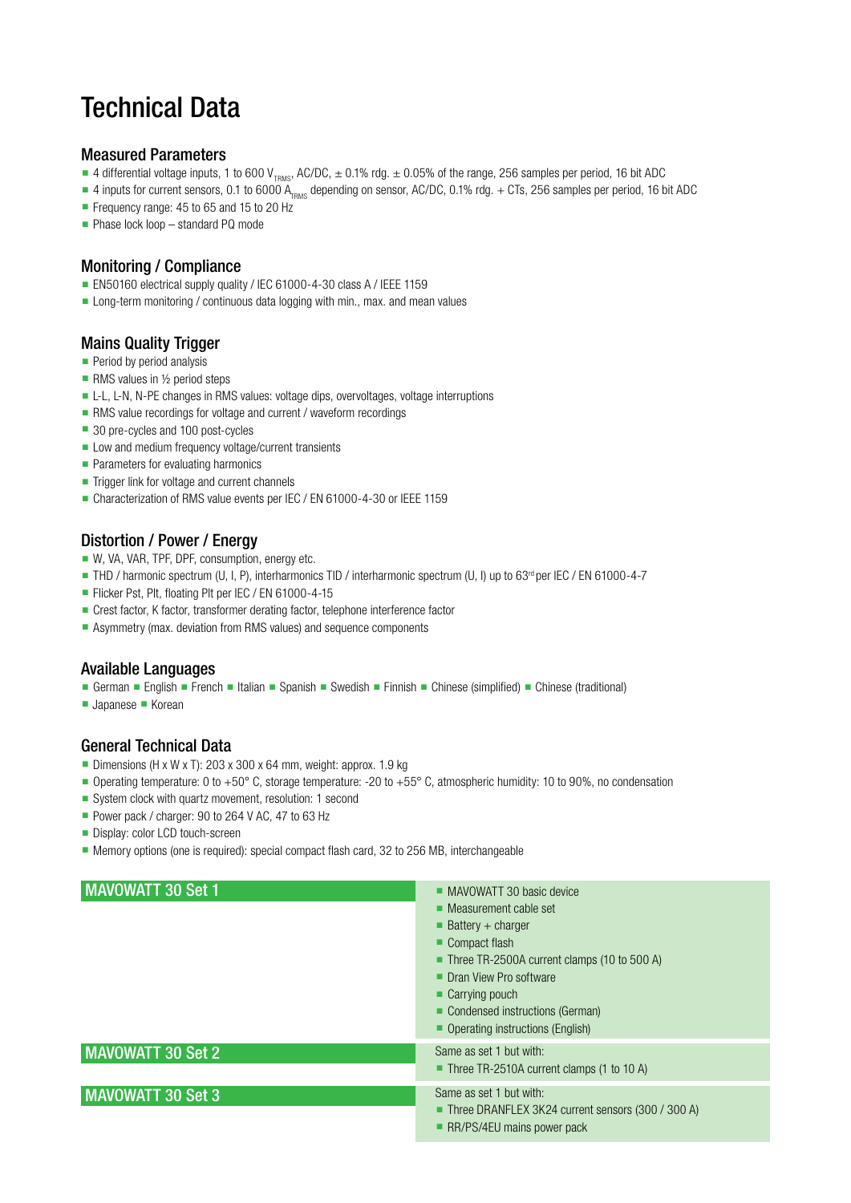# Technical Data

## Measured Parameters

- 4 differential voltage inputs, 1 to 600 $V_{TRMS}$, AC/DC, ± 0.1% rdg. ± 0.05% of the range, 256 samples per period, 16 bit ADC
- 4 inputs for current sensors, 0.1 to 6000 $A_{TRMS}$ depending on sensor, AC/DC, 0.1% rdg. + CTs, 256 samples per period, 16 bit ADC
- Frequency range: 45 to 65 and 15 to 20 Hz
- Phase lock loop – standard PQ mode

## Monitoring / Compliance

- EN50160 electrical supply quality / IEC 61000-4-30 class A / IEEE 1159
- Long-term monitoring / continuous data logging with min., max. and mean values

## Mains Quality Trigger

- Period by period analysis
- RMS values in ½ period steps
- L-L, L-N, N-PE changes in RMS values: voltage dips, overvoltages, voltage interruptions
- RMS value recordings for voltage and current / waveform recordings
- 30 pre-cycles and 100 post-cycles
- Low and medium frequency voltage/current transients
- Parameters for evaluating harmonics
- Trigger link for voltage and current channels
- Characterization of RMS value events per IEC / EN 61000-4-30 or IEEE 1159

## Distortion / Power / Energy

- W, VA, VAR, TPF, DPF, consumption, energy etc.
- THD / harmonic spectrum (U, I, P), interharmonics TID / interharmonic spectrum (U, I) up to 63rd per IEC / EN 61000-4-7
- Flicker Pst, Plt, floating Plt per IEC / EN 61000-4-15
- Crest factor, K factor, transformer derating factor, telephone interference factor
- Asymmetry (max. deviation from RMS values) and sequence components

## Available Languages

- German
- English
- French
- Italian
- Spanish
- Swedish
- Finnish
- Chinese (simplified)
- Chinese (traditional)
- Japanese
- Korean

## General Technical Data

- Dimensions (H x W x T): 203 x 300 x 64 mm, weight: approx. 1.9 kg
- Operating temperature: 0 to +50° C, storage temperature: -20 to +55° C, atmospheric humidity: 10 to 90%, no condensation
- System clock with quartz movement, resolution: 1 second
- Power pack / charger: 90 to 264 V AC, 47 to 63 Hz
- Display: color LCD touch-screen
- Memory options (one is required): special compact flash card, 32 to 256 MB, interchangeable

| Set | Contents |
|---|---|
| **MAVOWATT 30 Set 1** | ■ MAVOWATT 30 basic device<br>■ Measurement cable set<br>■ Battery + charger<br>■ Compact flash<br>■ Three TR-2500A current clamps (10 to 500 A)<br>■ Dran View Pro software<br>■ Carrying pouch<br>■ Condensed instructions (German)<br>■ Operating instructions (English) |
| **MAVOWATT 30 Set 2** | Same as set 1 but with:<br>■ Three TR-2510A current clamps (1 to 10 A) |
| **MAVOWATT 30 Set 3** | Same as set 1 but with:<br>■ Three DRANFLEX 3K24 current sensors (300 / 300 A)<br>■ RR/PS/4EU mains power pack |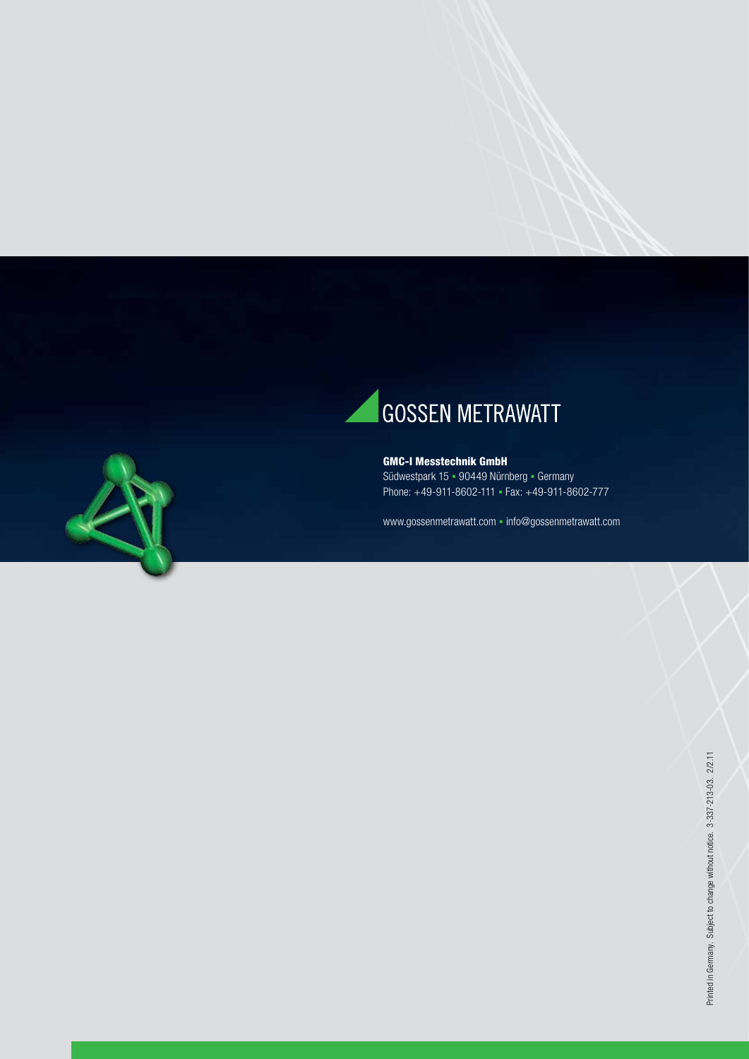GOSSEN METRAWATT

**GMC-I Messtechnik GmbH**
Südwestpark 15 ▪ 90449 Nürnberg ▪ Germany
Phone: +49-911-8602-111 ▪ Fax: +49-911-8602-777

www.gossenmetrawatt.com ▪ info@gossenmetrawatt.com

Printed in Germany. Subject to change without notice. 3-337-213-03. 2/2.11